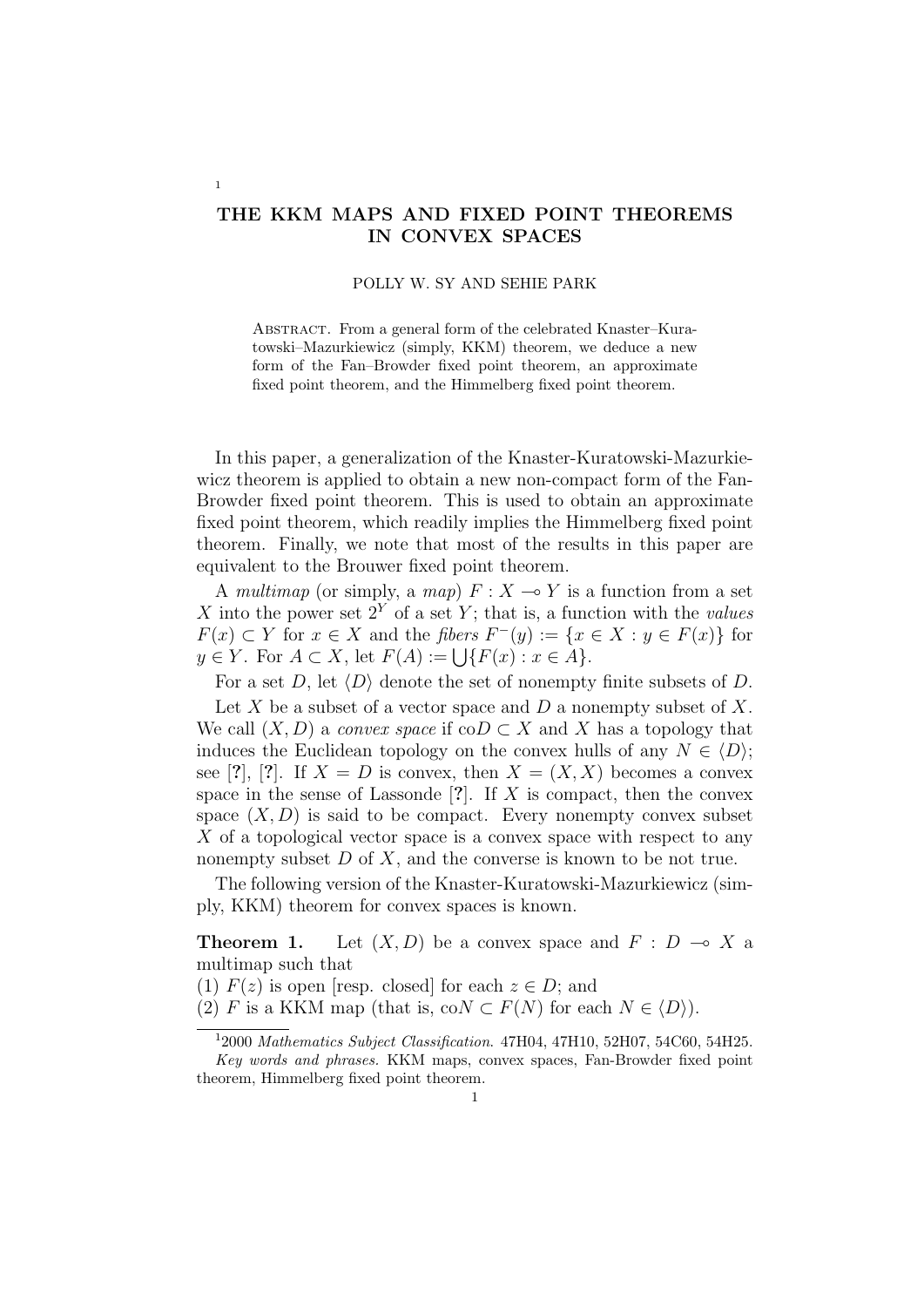# THE KKM MAPS AND FIXED POINT THEOREMS IN CONVEX SPACES[1]

POLLY W. SY AND SEHIE PARK

Abstract. From a general form of the celebrated Knaster–Kuratowski–Mazurkiewicz (simply, KKM) theorem, we deduce a new form of the Fan–Browder fixed point theorem, an approximate fixed point theorem, and the Himmelberg fixed point theorem.

In this paper, a generalization of the Knaster-Kuratowski-Mazurkiewicz theorem is applied to obtain a new non-compact form of the Fan-Browder fixed point theorem. This is used to obtain an approximate fixed point theorem, which readily implies the Himmelberg fixed point theorem. Finally, we note that most of the results in this paper are equivalent to the Brouwer fixed point theorem.

A *multimap* (or simply, a *map*) $F : X \multimap Y$ is a function from a set $X$ into the power set $2^Y$ of a set $Y$; that is, a function with the *values* $F(x) \subset Y$ for $x \in X$ and the *fibers* $F^{-}(y) := \{x \in X : y \in F(x)\}$ for $y \in Y$. For $A \subset X$, let $F(A) := \bigcup\{F(x) : x \in A\}$.

For a set $D$, let $\langle D \rangle$ denote the set of nonempty finite subsets of $D$.

Let $X$ be a subset of a vector space and $D$ a nonempty subset of $X$. We call $(X, D)$ a *convex space* if $\text{co}D \subset X$ and $X$ has a topology that induces the Euclidean topology on the convex hulls of any $N \in \langle D \rangle$; see [?], [?]. If $X = D$ is convex, then $X = (X, X)$ becomes a convex space in the sense of Lassonde [?]. If $X$ is compact, then the convex space $(X, D)$ is said to be compact. Every nonempty convex subset $X$ of a topological vector space is a convex space with respect to any nonempty subset $D$ of $X$, and the converse is known to be not true.

The following version of the Knaster-Kuratowski-Mazurkiewicz (simply, KKM) theorem for convex spaces is known.

**Theorem 1.** Let $(X, D)$ be a convex space and $F : D \multimap X$ a multimap such that
(1) $F(z)$ is open [resp. closed] for each $z \in D$; and
(2) $F$ is a KKM map (that is, $\text{co}N \subset F(N)$ for each $N \in \langle D \rangle$).

---

[1] 2000 *Mathematics Subject Classification*. 47H04, 47H10, 52H07, 54C60, 54H25.
*Key words and phrases.* KKM maps, convex spaces, Fan-Browder fixed point theorem, Himmelberg fixed point theorem.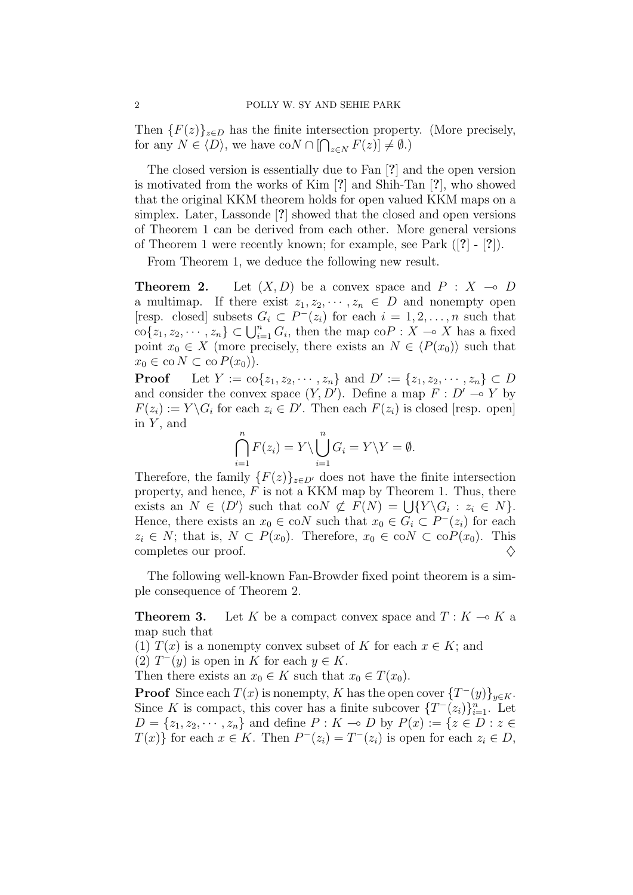Then $\{F(z)\}_{z\in D}$ has the finite intersection property. (More precisely, for any $N \in \langle D\rangle$, we have $\mathrm{co}N \cap [\bigcap_{z\in N} F(z)] \neq \emptyset$.)

The closed version is essentially due to Fan [?] and the open version is motivated from the works of Kim [?] and Shih-Tan [?], who showed that the original KKM theorem holds for open valued KKM maps on a simplex. Later, Lassonde [?] showed that the closed and open versions of Theorem 1 can be derived from each other. More general versions of Theorem 1 were recently known; for example, see Park ([?] - [?]).

From Theorem 1, we deduce the following new result.

**Theorem 2.** Let $(X, D)$ be a convex space and $P : X \multimap D$ a multimap. If there exist $z_1, z_2, \cdots, z_n \in D$ and nonempty open [resp. closed] subsets $G_i \subset P^-(z_i)$ for each $i = 1, 2, \ldots, n$ such that $\mathrm{co}\{z_1, z_2, \cdots, z_n\} \subset \bigcup_{i=1}^n G_i$, then the map $\mathrm{co}P : X \multimap X$ has a fixed point $x_0 \in X$ (more precisely, there exists an $N \in \langle P(x_0)\rangle$ such that $x_0 \in \mathrm{co}\, N \subset \mathrm{co}\, P(x_0)$).

**Proof** Let $Y := \mathrm{co}\{z_1, z_2, \cdots, z_n\}$ and $D' := \{z_1, z_2, \cdots, z_n\} \subset D$ and consider the convex space $(Y, D')$. Define a map $F : D' \multimap Y$ by $F(z_i) := Y\backslash G_i$ for each $z_i \in D'$. Then each $F(z_i)$ is closed [resp. open] in $Y$, and

$$\bigcap_{i=1}^{n} F(z_i) = Y\backslash \bigcup_{i=1}^{n} G_i = Y\backslash Y = \emptyset.$$

Therefore, the family $\{F(z)\}_{z\in D'}$ does not have the finite intersection property, and hence, $F$ is not a KKM map by Theorem 1. Thus, there exists an $N \in \langle D'\rangle$ such that $\mathrm{co}N \not\subset F(N) = \bigcup\{Y\backslash G_i : z_i \in N\}$. Hence, there exists an $x_0 \in \mathrm{co}N$ such that $x_0 \in G_i \subset P^-(z_i)$ for each $z_i \in N$; that is, $N \subset P(x_0)$. Therefore, $x_0 \in \mathrm{co}N \subset \mathrm{co}P(x_0)$. This completes our proof. $\diamondsuit$

The following well-known Fan-Browder fixed point theorem is a simple consequence of Theorem 2.

**Theorem 3.** Let $K$ be a compact convex space and $T : K \multimap K$ a map such that

(1) $T(x)$ is a nonempty convex subset of $K$ for each $x \in K$; and

(2) $T^-(y)$ is open in $K$ for each $y \in K$.

Then there exists an $x_0 \in K$ such that $x_0 \in T(x_0)$.

**Proof** Since each $T(x)$ is nonempty, $K$ has the open cover $\{T^-(y)\}_{y\in K}$. Since $K$ is compact, this cover has a finite subcover $\{T^-(z_i)\}_{i=1}^n$. Let $D = \{z_1, z_2, \cdots, z_n\}$ and define $P : K \multimap D$ by $P(x) := \{z \in D : z \in T(x)\}$ for each $x \in K$. Then $P^-(z_i) = T^-(z_i)$ is open for each $z_i \in D$,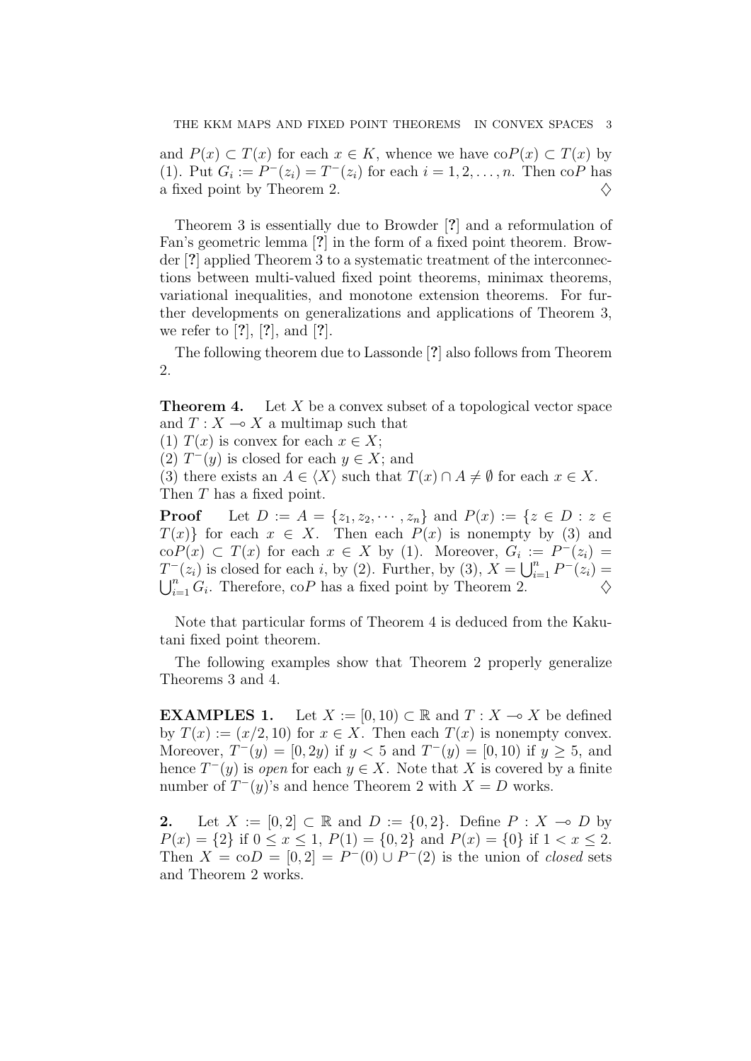and $P(x) \subset T(x)$ for each $x \in K$, whence we have $\text{co}P(x) \subset T(x)$ by (1). Put $G_i := P^-(z_i) = T^-(z_i)$ for each $i = 1, 2, \ldots, n$. Then $\text{co}P$ has a fixed point by Theorem 2. $\diamondsuit$

Theorem 3 is essentially due to Browder [?] and a reformulation of Fan's geometric lemma [?] in the form of a fixed point theorem. Browder [?] applied Theorem 3 to a systematic treatment of the interconnections between multi-valued fixed point theorems, minimax theorems, variational inequalities, and monotone extension theorems. For further developments on generalizations and applications of Theorem 3, we refer to [?], [?], and [?].

The following theorem due to Lassonde [?] also follows from Theorem 2.

**Theorem 4.** Let $X$ be a convex subset of a topological vector space and $T : X \multimap X$ a multimap such that
(1) $T(x)$ is convex for each $x \in X$;
(2) $T^-(y)$ is closed for each $y \in X$; and
(3) there exists an $A \in \langle X \rangle$ such that $T(x) \cap A \neq \emptyset$ for each $x \in X$.
Then $T$ has a fixed point.

**Proof** Let $D := A = \{z_1, z_2, \cdots, z_n\}$ and $P(x) := \{z \in D : z \in T(x)\}$ for each $x \in X$. Then each $P(x)$ is nonempty by (3) and $\text{co}P(x) \subset T(x)$ for each $x \in X$ by (1). Moreover, $G_i := P^-(z_i) = T^-(z_i)$ is closed for each $i$, by (2). Further, by (3), $X = \bigcup_{i=1}^n P^-(z_i) = \bigcup_{i=1}^n G_i$. Therefore, $\text{co}P$ has a fixed point by Theorem 2. $\diamondsuit$

Note that particular forms of Theorem 4 is deduced from the Kakutani fixed point theorem.

The following examples show that Theorem 2 properly generalize Theorems 3 and 4.

**EXAMPLES 1.** Let $X := [0, 10) \subset \mathbb{R}$ and $T : X \multimap X$ be defined by $T(x) := (x/2, 10)$ for $x \in X$. Then each $T(x)$ is nonempty convex. Moreover, $T^-(y) = [0, 2y)$ if $y < 5$ and $T^-(y) = [0, 10)$ if $y \geq 5$, and hence $T^-(y)$ is *open* for each $y \in X$. Note that $X$ is covered by a finite number of $T^-(y)$'s and hence Theorem 2 with $X = D$ works.

**2.** Let $X := [0, 2] \subset \mathbb{R}$ and $D := \{0, 2\}$. Define $P : X \multimap D$ by $P(x) = \{2\}$ if $0 \leq x \leq 1$, $P(1) = \{0, 2\}$ and $P(x) = \{0\}$ if $1 < x \leq 2$. Then $X = \text{co}D = [0, 2] = P^-(0) \cup P^-(2)$ is the union of *closed* sets and Theorem 2 works.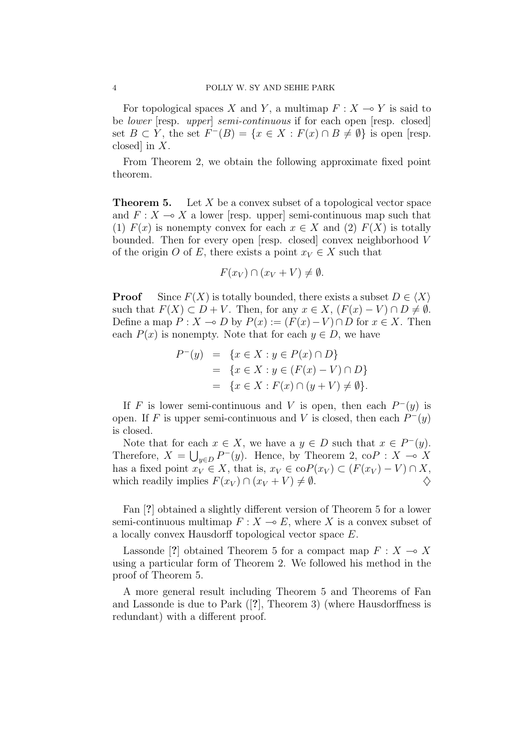For topological spaces $X$ and $Y$, a multimap $F : X \multimap Y$ is said to be *lower* [resp. *upper*] *semi-continuous* if for each open [resp. closed] set $B \subset Y$, the set $F^{-}(B) = \{x \in X : F(x) \cap B \neq \emptyset\}$ is open [resp. closed] in $X$.

From Theorem 2, we obtain the following approximate fixed point theorem.

**Theorem 5.** Let $X$ be a convex subset of a topological vector space and $F : X \multimap X$ a lower [resp. upper] semi-continuous map such that (1) $F(x)$ is nonempty convex for each $x \in X$ and (2) $F(X)$ is totally bounded. Then for every open [resp. closed] convex neighborhood $V$ of the origin $O$ of $E$, there exists a point $x_V \in X$ such that

$$F(x_V) \cap (x_V + V) \neq \emptyset.$$

**Proof** Since $F(X)$ is totally bounded, there exists a subset $D \in \langle X \rangle$ such that $F(X) \subset D + V$. Then, for any $x \in X$, $(F(x) - V) \cap D \neq \emptyset$. Define a map $P : X \multimap D$ by $P(x) := (F(x) - V) \cap D$ for $x \in X$. Then each $P(x)$ is nonempty. Note that for each $y \in D$, we have

$$\begin{aligned} P^{-}(y) &= \{x \in X : y \in P(x) \cap D\} \\ &= \{x \in X : y \in (F(x) - V) \cap D\} \\ &= \{x \in X : F(x) \cap (y + V) \neq \emptyset\}. \end{aligned}$$

If $F$ is lower semi-continuous and $V$ is open, then each $P^{-}(y)$ is open. If $F$ is upper semi-continuous and $V$ is closed, then each $P^{-}(y)$ is closed.

Note that for each $x \in X$, we have a $y \in D$ such that $x \in P^{-}(y)$. Therefore, $X = \bigcup_{y \in D} P^{-}(y)$. Hence, by Theorem 2, $\mathrm{co}P : X \multimap X$ has a fixed point $x_V \in X$, that is, $x_V \in \mathrm{co}P(x_V) \subset (F(x_V) - V) \cap X$, which readily implies $F(x_V) \cap (x_V + V) \neq \emptyset$. $\diamondsuit$

Fan [**?**] obtained a slightly different version of Theorem 5 for a lower semi-continuous multimap $F : X \multimap E$, where $X$ is a convex subset of a locally convex Hausdorff topological vector space $E$.

Lassonde [**?**] obtained Theorem 5 for a compact map $F : X \multimap X$ using a particular form of Theorem 2. We followed his method in the proof of Theorem 5.

A more general result including Theorem 5 and Theorems of Fan and Lassonde is due to Park ([**?**], Theorem 3) (where Hausdorffness is redundant) with a different proof.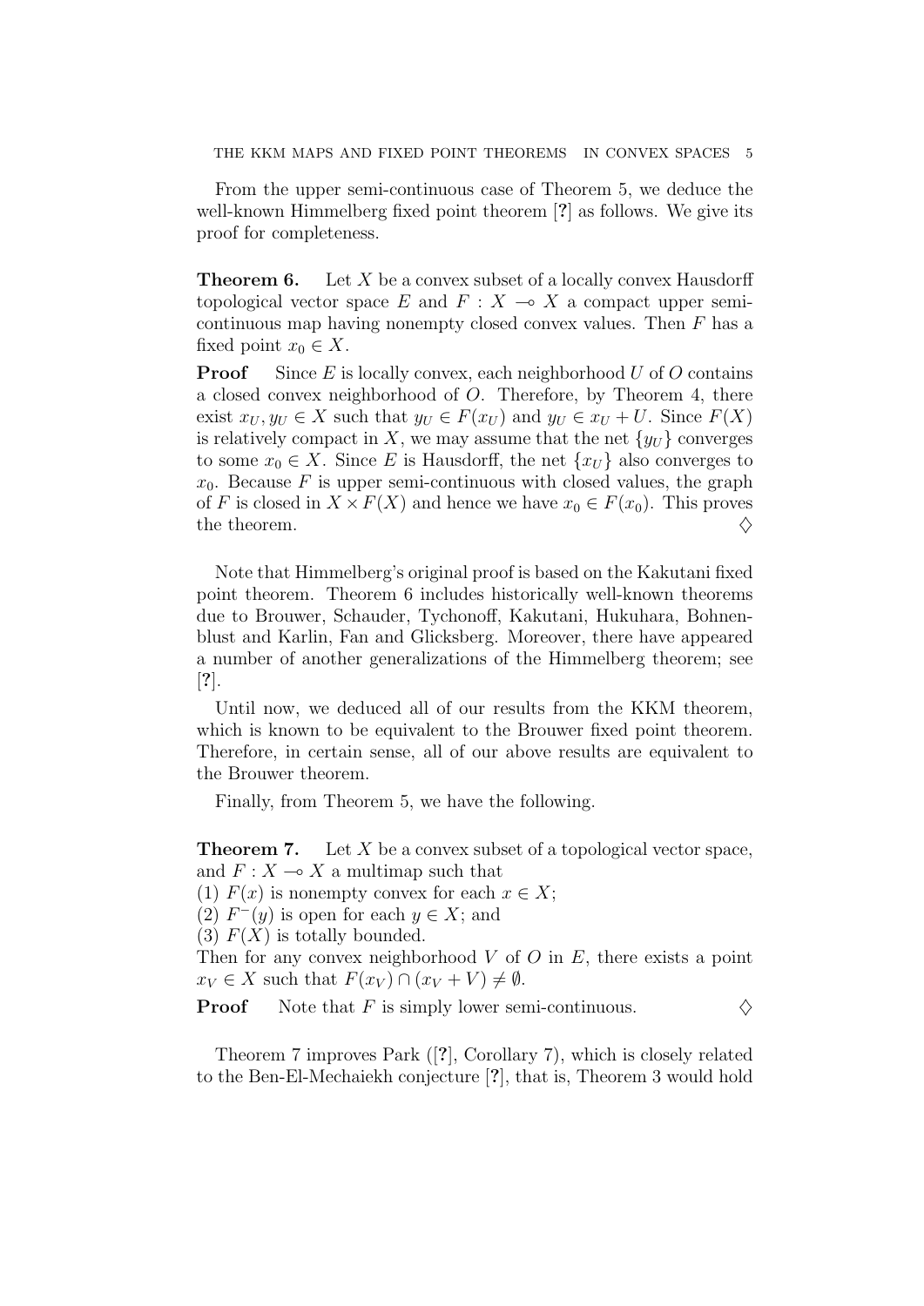From the upper semi-continuous case of Theorem 5, we deduce the well-known Himmelberg fixed point theorem [?] as follows. We give its proof for completeness.

**Theorem 6.** Let $X$ be a convex subset of a locally convex Hausdorff topological vector space $E$ and $F : X \multimap X$ a compact upper semi-continuous map having nonempty closed convex values. Then $F$ has a fixed point $x_0 \in X$.

**Proof** Since $E$ is locally convex, each neighborhood $U$ of $O$ contains a closed convex neighborhood of $O$. Therefore, by Theorem 4, there exist $x_U, y_U \in X$ such that $y_U \in F(x_U)$ and $y_U \in x_U + U$. Since $F(X)$ is relatively compact in $X$, we may assume that the net $\{y_U\}$ converges to some $x_0 \in X$. Since $E$ is Hausdorff, the net $\{x_U\}$ also converges to $x_0$. Because $F$ is upper semi-continuous with closed values, the graph of $F$ is closed in $X \times F(X)$ and hence we have $x_0 \in F(x_0)$. This proves the theorem. $\diamondsuit$

Note that Himmelberg's original proof is based on the Kakutani fixed point theorem. Theorem 6 includes historically well-known theorems due to Brouwer, Schauder, Tychonoff, Kakutani, Hukuhara, Bohnenblust and Karlin, Fan and Glicksberg. Moreover, there have appeared a number of another generalizations of the Himmelberg theorem; see [?].

Until now, we deduced all of our results from the KKM theorem, which is known to be equivalent to the Brouwer fixed point theorem. Therefore, in certain sense, all of our above results are equivalent to the Brouwer theorem.

Finally, from Theorem 5, we have the following.

**Theorem 7.** Let $X$ be a convex subset of a topological vector space, and $F : X \multimap X$ a multimap such that

(1) $F(x)$ is nonempty convex for each $x \in X$;

(2) $F^{-}(y)$ is open for each $y \in X$; and

(3) $F(X)$ is totally bounded.

Then for any convex neighborhood $V$ of $O$ in $E$, there exists a point $x_V \in X$ such that $F(x_V) \cap (x_V + V) \neq \emptyset$.

**Proof** Note that $F$ is simply lower semi-continuous. $\diamondsuit$

Theorem 7 improves Park ([?], Corollary 7), which is closely related to the Ben-El-Mechaiekh conjecture [?], that is, Theorem 3 would hold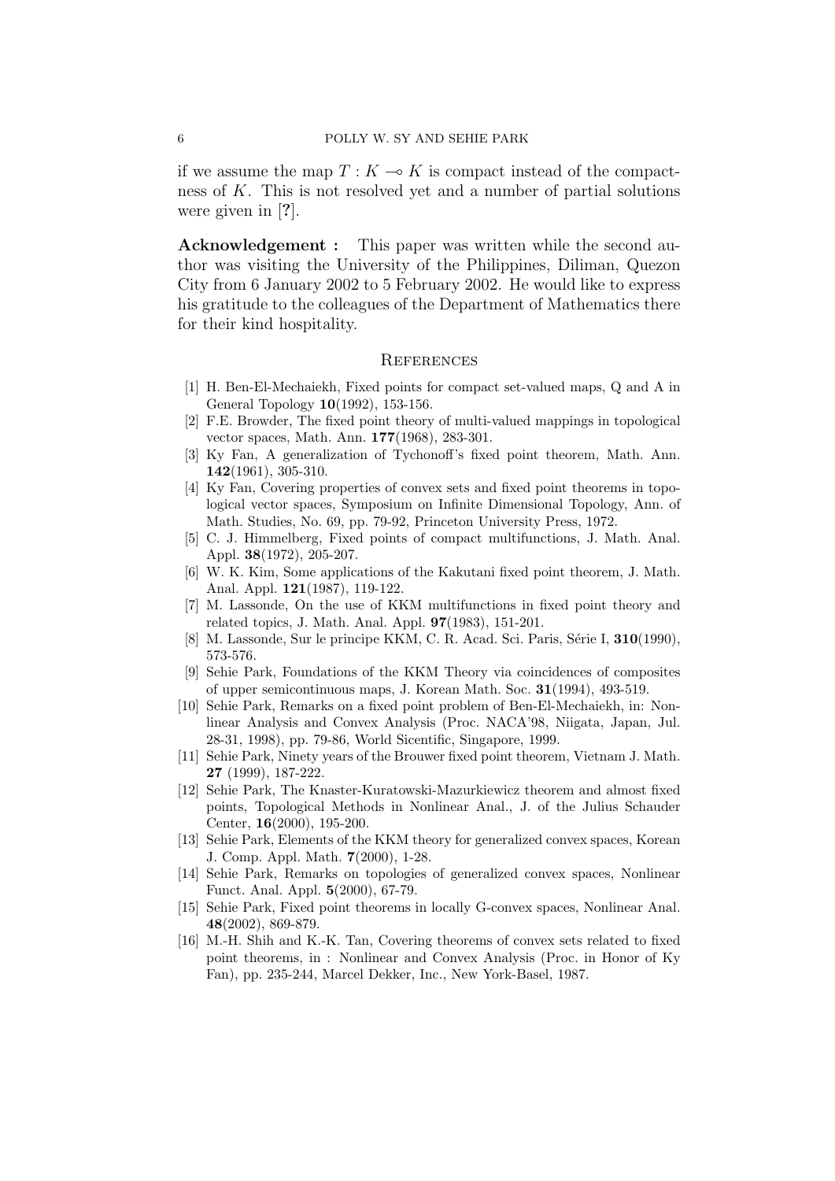if we assume the map $T : K \multimap K$ is compact instead of the compactness of $K$. This is not resolved yet and a number of partial solutions were given in [**?**].

**Acknowledgement :** This paper was written while the second author was visiting the University of the Philippines, Diliman, Quezon City from 6 January 2002 to 5 February 2002. He would like to express his gratitude to the colleagues of the Department of Mathematics there for their kind hospitality.

## References

[1] H. Ben-El-Mechaiekh, Fixed points for compact set-valued maps, Q and A in General Topology **10**(1992), 153-156.

[2] F.E. Browder, The fixed point theory of multi-valued mappings in topological vector spaces, Math. Ann. **177**(1968), 283-301.

[3] Ky Fan, A generalization of Tychonoff's fixed point theorem, Math. Ann. **142**(1961), 305-310.

[4] Ky Fan, Covering properties of convex sets and fixed point theorems in topological vector spaces, Symposium on Infinite Dimensional Topology, Ann. of Math. Studies, No. 69, pp. 79-92, Princeton University Press, 1972.

[5] C. J. Himmelberg, Fixed points of compact multifunctions, J. Math. Anal. Appl. **38**(1972), 205-207.

[6] W. K. Kim, Some applications of the Kakutani fixed point theorem, J. Math. Anal. Appl. **121**(1987), 119-122.

[7] M. Lassonde, On the use of KKM multifunctions in fixed point theory and related topics, J. Math. Anal. Appl. **97**(1983), 151-201.

[8] M. Lassonde, Sur le principe KKM, C. R. Acad. Sci. Paris, Série I, **310**(1990), 573-576.

[9] Sehie Park, Foundations of the KKM Theory via coincidences of composites of upper semicontinuous maps, J. Korean Math. Soc. **31**(1994), 493-519.

[10] Sehie Park, Remarks on a fixed point problem of Ben-El-Mechaiekh, in: Nonlinear Analysis and Convex Analysis (Proc. NACA'98, Niigata, Japan, Jul. 28-31, 1998), pp. 79-86, World Sicentific, Singapore, 1999.

[11] Sehie Park, Ninety years of the Brouwer fixed point theorem, Vietnam J. Math. **27** (1999), 187-222.

[12] Sehie Park, The Knaster-Kuratowski-Mazurkiewicz theorem and almost fixed points, Topological Methods in Nonlinear Anal., J. of the Julius Schauder Center, **16**(2000), 195-200.

[13] Sehie Park, Elements of the KKM theory for generalized convex spaces, Korean J. Comp. Appl. Math. **7**(2000), 1-28.

[14] Sehie Park, Remarks on topologies of generalized convex spaces, Nonlinear Funct. Anal. Appl. **5**(2000), 67-79.

[15] Sehie Park, Fixed point theorems in locally G-convex spaces, Nonlinear Anal. **48**(2002), 869-879.

[16] M.-H. Shih and K.-K. Tan, Covering theorems of convex sets related to fixed point theorems, in : Nonlinear and Convex Analysis (Proc. in Honor of Ky Fan), pp. 235-244, Marcel Dekker, Inc., New York-Basel, 1987.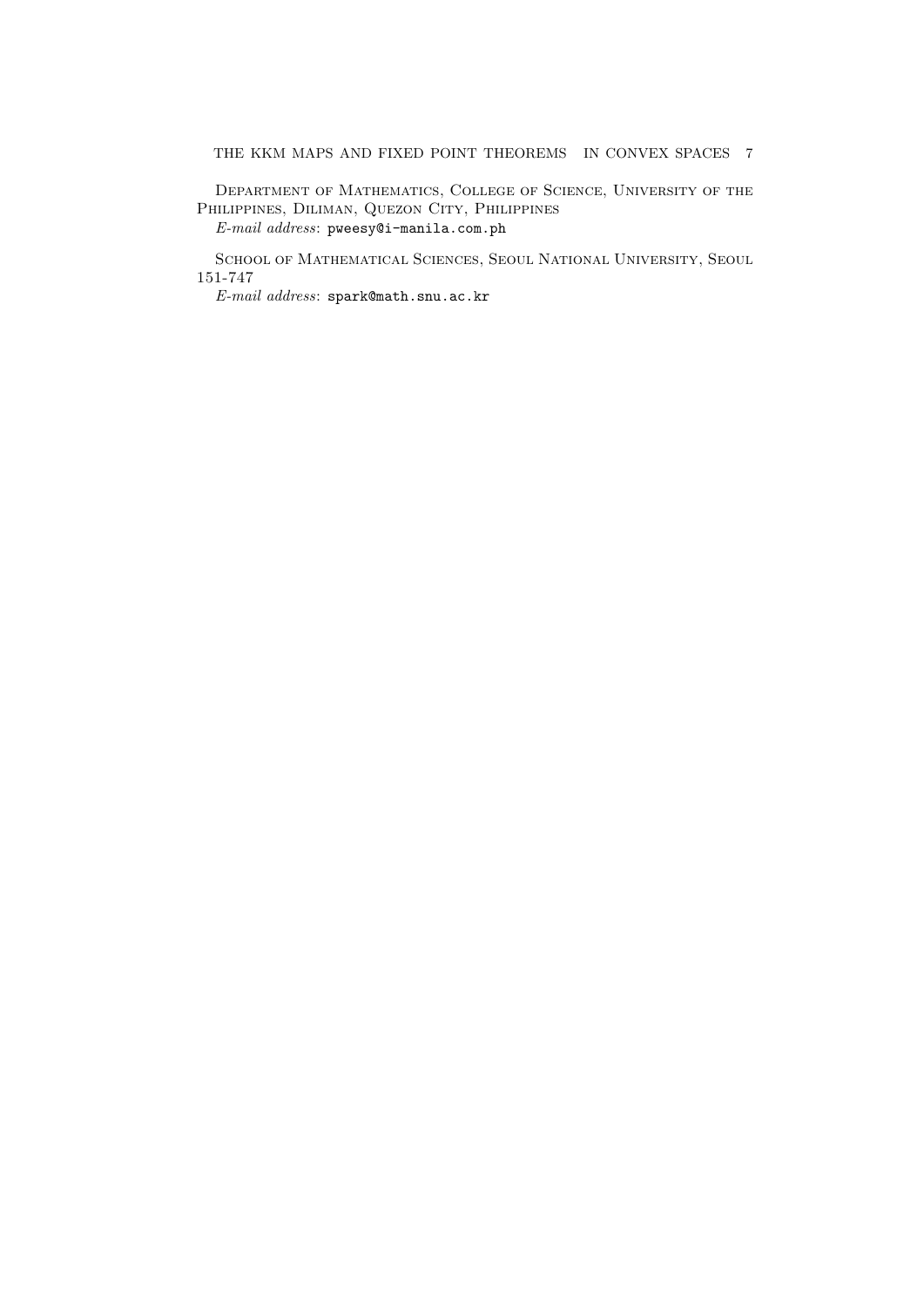Department of Mathematics, College of Science, University of the Philippines, Diliman, Quezon City, Philippines

*E-mail address*: pweesy@i-manila.com.ph

School of Mathematical Sciences, Seoul National University, Seoul 151-747

*E-mail address*: spark@math.snu.ac.kr